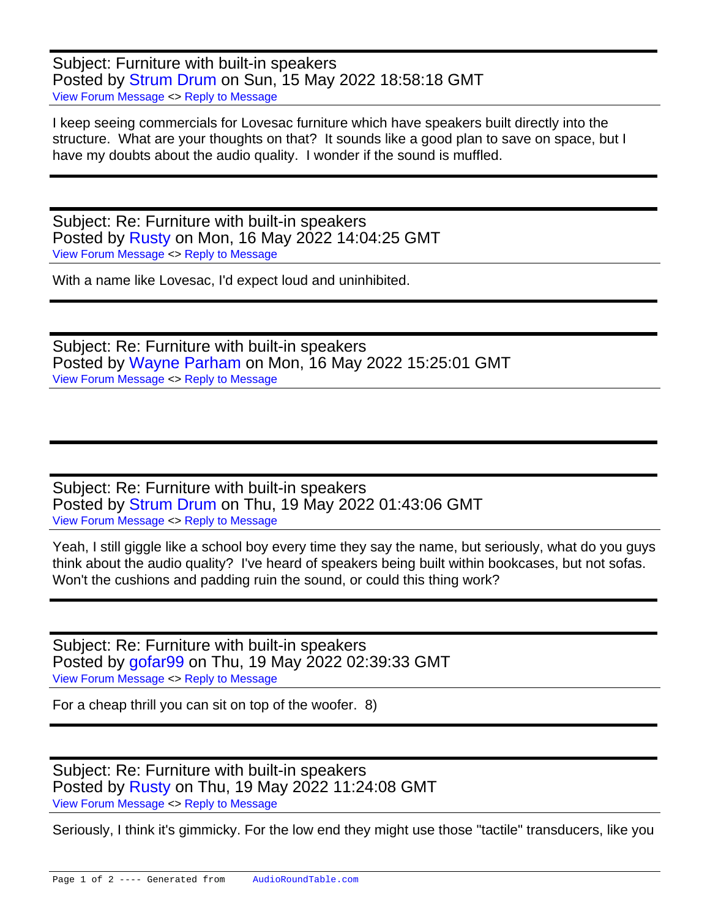Subject: Furniture with built-in speakers
Posted by Strum Drum on Sun, 15 May 2022 18:58:18 GMT
View Forum Message <> Reply to Message

I keep seeing commercials for Lovesac furniture which have speakers built directly into the structure. What are your thoughts on that? It sounds like a good plan to save on space, but I have my doubts about the audio quality. I wonder if the sound is muffled.

---

Subject: Re: Furniture with built-in speakers
Posted by Rusty on Mon, 16 May 2022 14:04:25 GMT
View Forum Message <> Reply to Message

With a name like Lovesac, I'd expect loud and uninhibited.

---

Subject: Re: Furniture with built-in speakers
Posted by Wayne Parham on Mon, 16 May 2022 15:25:01 GMT
View Forum Message <> Reply to Message

---

Subject: Re: Furniture with built-in speakers
Posted by Strum Drum on Thu, 19 May 2022 01:43:06 GMT
View Forum Message <> Reply to Message

Yeah, I still giggle like a school boy every time they say the name, but seriously, what do you guys think about the audio quality? I've heard of speakers being built within bookcases, but not sofas. Won't the cushions and padding ruin the sound, or could this thing work?

---

Subject: Re: Furniture with built-in speakers
Posted by gofar99 on Thu, 19 May 2022 02:39:33 GMT
View Forum Message <> Reply to Message

For a cheap thrill you can sit on top of the woofer. 8)

---

Subject: Re: Furniture with built-in speakers
Posted by Rusty on Thu, 19 May 2022 11:24:08 GMT
View Forum Message <> Reply to Message

Seriously, I think it's gimmicky. For the low end they might use those "tactile" transducers, like you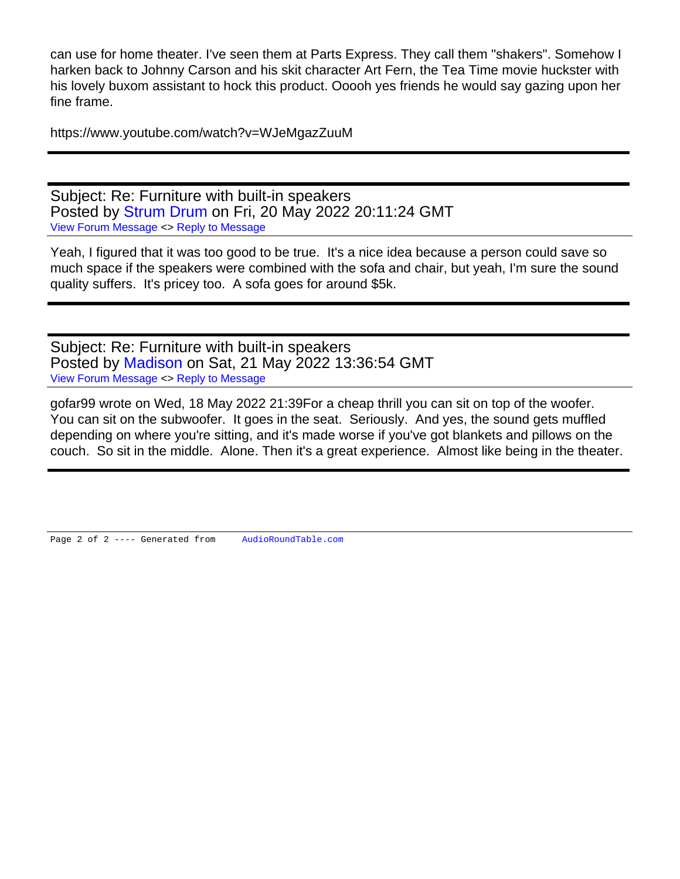can use for home theater. I've seen them at Parts Express. They call them "shakers". Somehow I harken back to Johnny Carson and his skit character Art Fern, the Tea Time movie huckster with his lovely buxom assistant to hock this product. Ooooh yes friends he would say gazing upon her fine frame.

https://www.youtube.com/watch?v=WJeMgazZuuM

---

Subject: Re: Furniture with built-in speakers
Posted by Strum Drum on Fri, 20 May 2022 20:11:24 GMT
View Forum Message <> Reply to Message

Yeah, I figured that it was too good to be true. It's a nice idea because a person could save so much space if the speakers were combined with the sofa and chair, but yeah, I'm sure the sound quality suffers. It's pricey too. A sofa goes for around $5k.

---

Subject: Re: Furniture with built-in speakers
Posted by Madison on Sat, 21 May 2022 13:36:54 GMT
View Forum Message <> Reply to Message

gofar99 wrote on Wed, 18 May 2022 21:39For a cheap thrill you can sit on top of the woofer.
You can sit on the subwoofer. It goes in the seat. Seriously. And yes, the sound gets muffled depending on where you're sitting, and it's made worse if you've got blankets and pillows on the couch. So sit in the middle. Alone. Then it's a great experience. Almost like being in the theater.